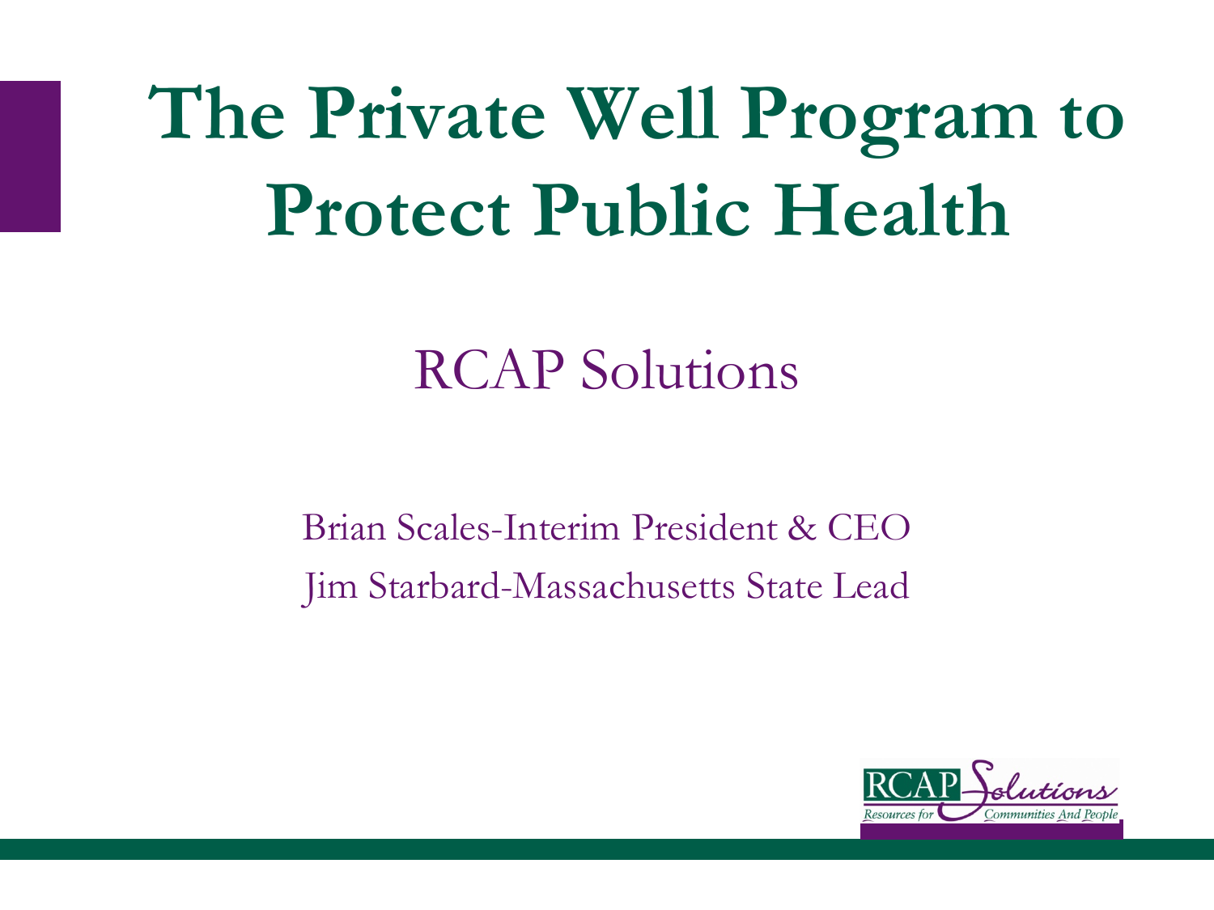# The Private Well Program to Protect Public Health

## RCAP Solutions

Brian Scales-Interim President & CEO

Jim Starbard-Massachusetts State Lead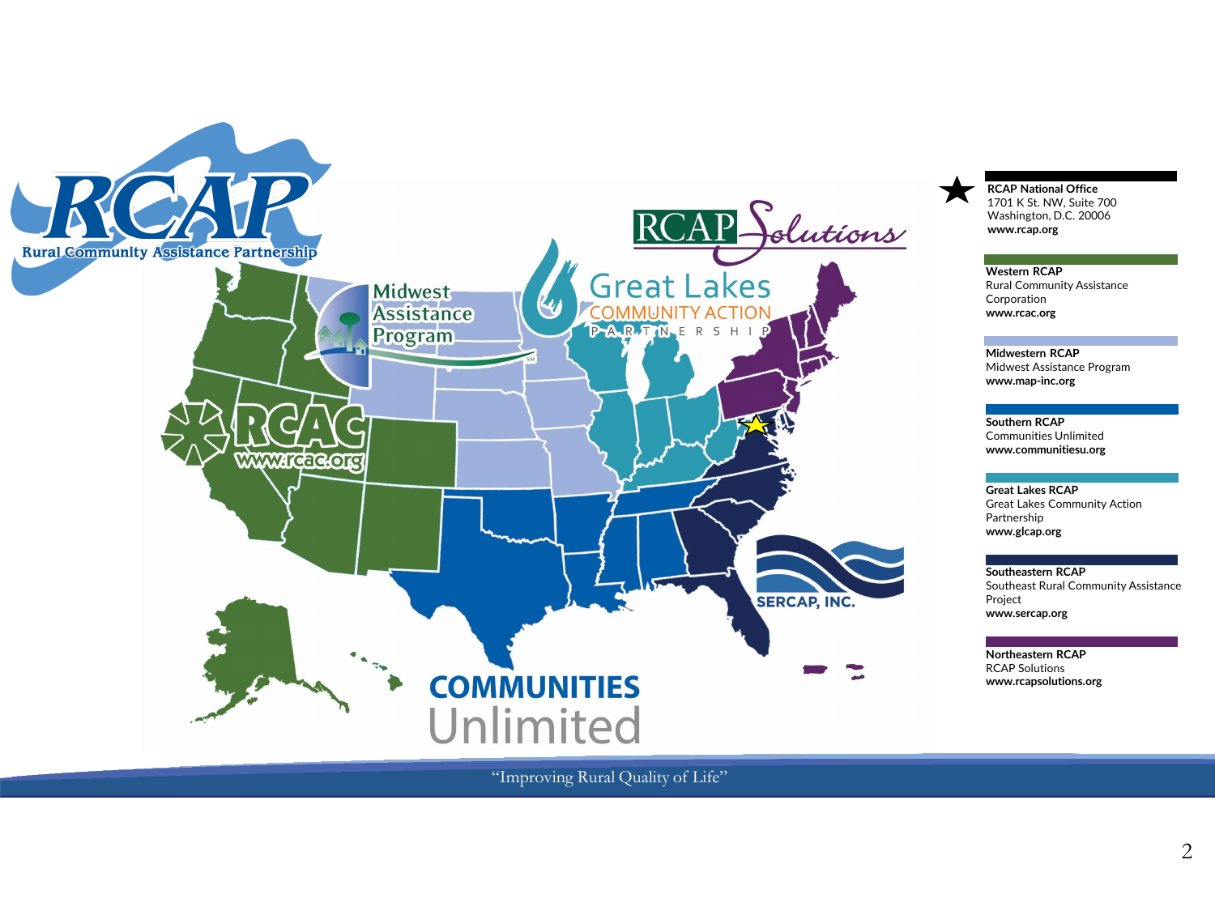**RCAP National Office**
1701 K St. NW, Suite 700
Washington, D.C. 20006
**www.rcap.org**

**Western RCAP**
Rural Community Assistance Corporation
**www.rcac.org**

**Midwestern RCAP**
Midwest Assistance Program
**www.map-inc.org**

**Southern RCAP**
Communities Unlimited
**www.communitiesu.org**

**Great Lakes RCAP**
Great Lakes Community Action Partnership
**www.glcap.org**

**Southeastern RCAP**
Southeast Rural Community Assistance Project
**www.sercap.org**

**Northeastern RCAP**
RCAP Solutions
**www.rcapsolutions.org**

"Improving Rural Quality of Life"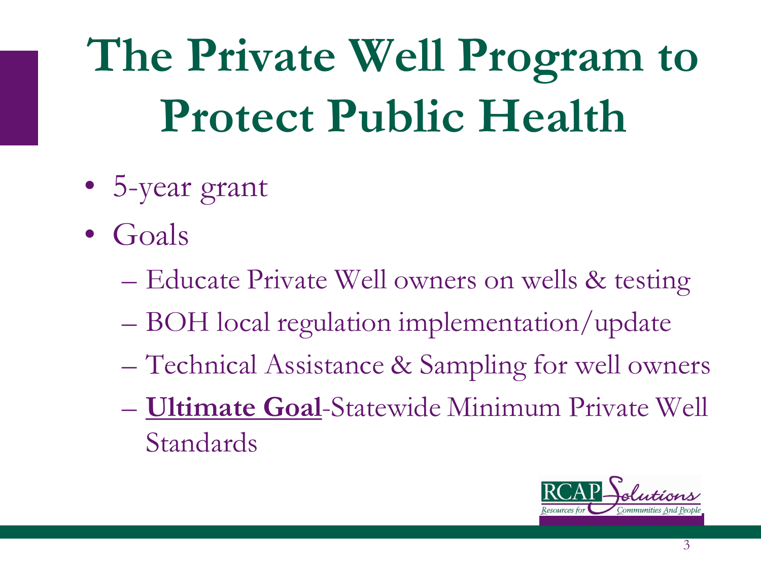# The Private Well Program to Protect Public Health

- 5-year grant
- Goals
  - Educate Private Well owners on wells & testing
  - BOH local regulation implementation/update
  - Technical Assistance & Sampling for well owners
  - **Ultimate Goal**-Statewide Minimum Private Well Standards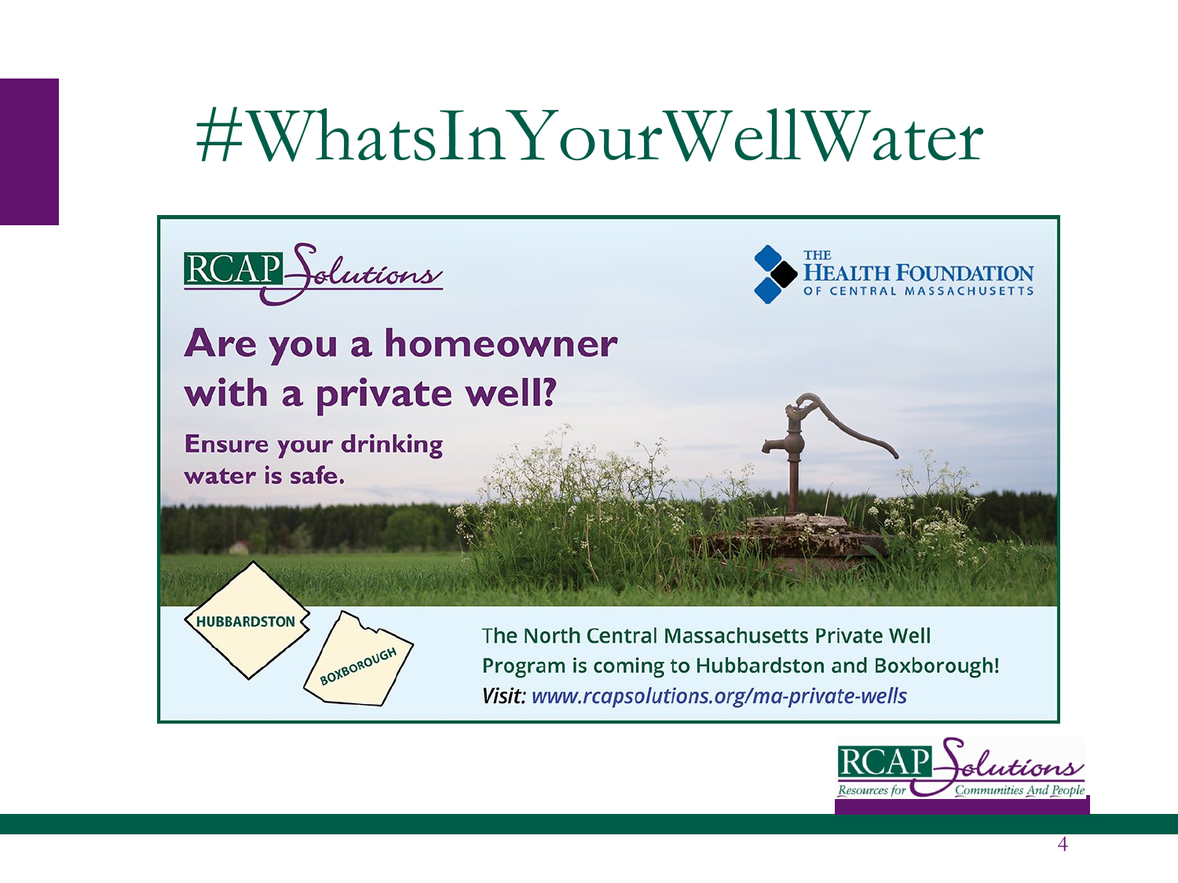# #WhatsInYourWellWater

RCAP Solutions

THE HEALTH FOUNDATION OF CENTRAL MASSACHUSETTS

## Are you a homeowner with a private well?

**Ensure your drinking water is safe.**

HUBBARDSTON

BOXBOROUGH

The North Central Massachusetts Private Well Program is coming to Hubbardston and Boxborough!

*Visit: www.rcapsolutions.org/ma-private-wells*

RCAP Solutions
Resources for Communities And People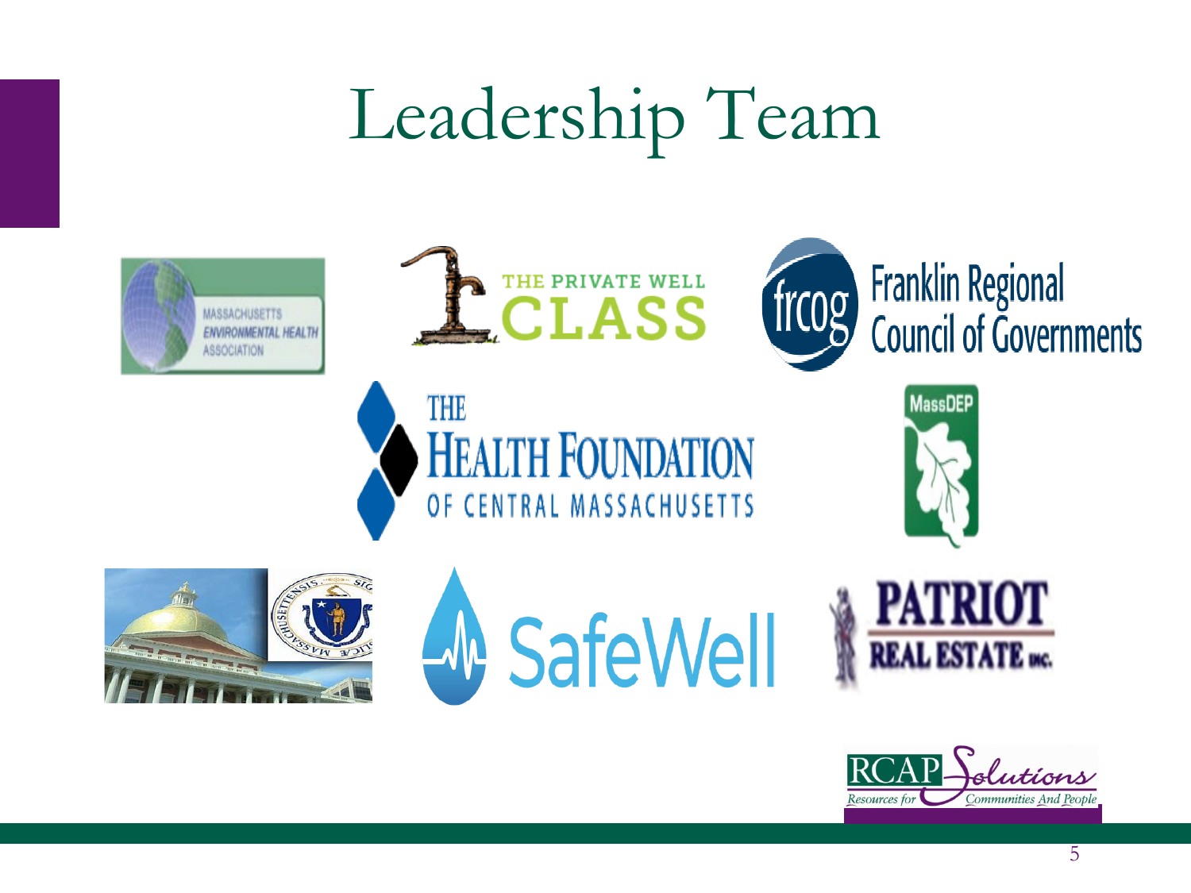# Leadership Team

MASSACHUSETTS ENVIRONMENTAL HEALTH ASSOCIATION

THE PRIVATE WELL CLASS

frcog Franklin Regional Council of Governments

THE HEALTH FOUNDATION OF CENTRAL MASSACHUSETTS

MassDEP

SafeWell

PATRIOT REAL ESTATE INC.

RCAP Solutions — Resources for Communities And People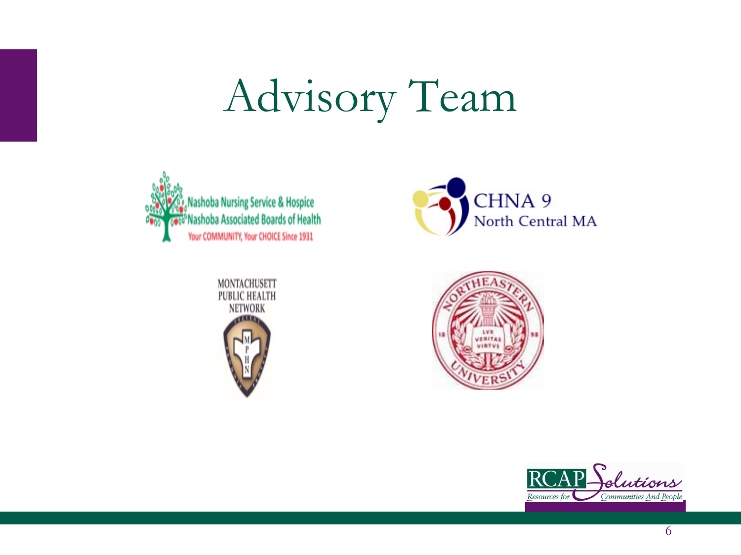# Advisory Team

Nashoba Nursing Service & Hospice
Nashoba Associated Boards of Health
Your COMMUNITY, Your CHOICE Since 1931

CHNA 9
North Central MA

MONTACHUSETT
PUBLIC HEALTH
NETWORK

Northeastern University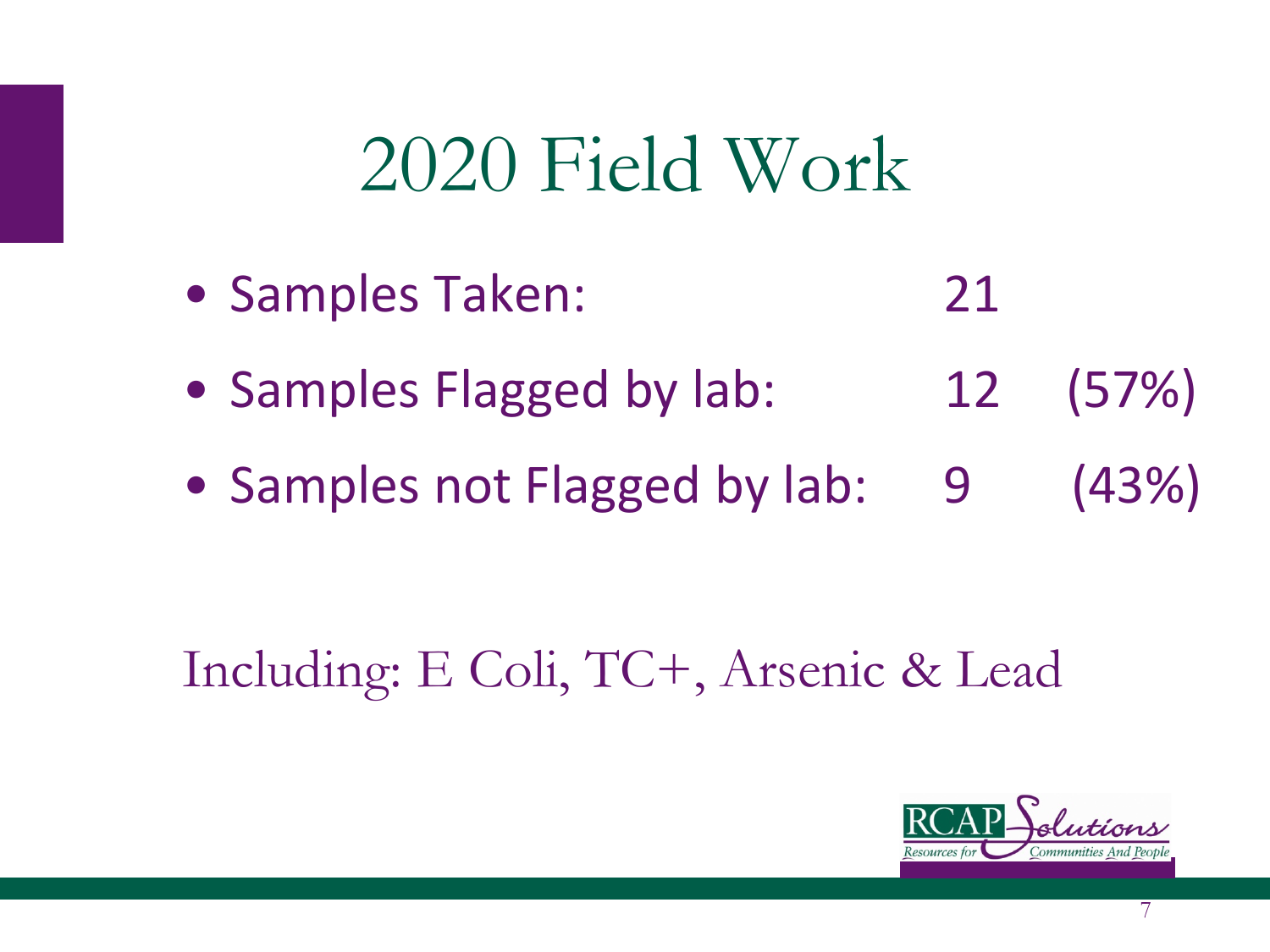# 2020 Field Work

- Samples Taken: 21
- Samples Flagged by lab: 12 (57%)
- Samples not Flagged by lab: 9 (43%)

Including: E Coli, TC+, Arsenic & Lead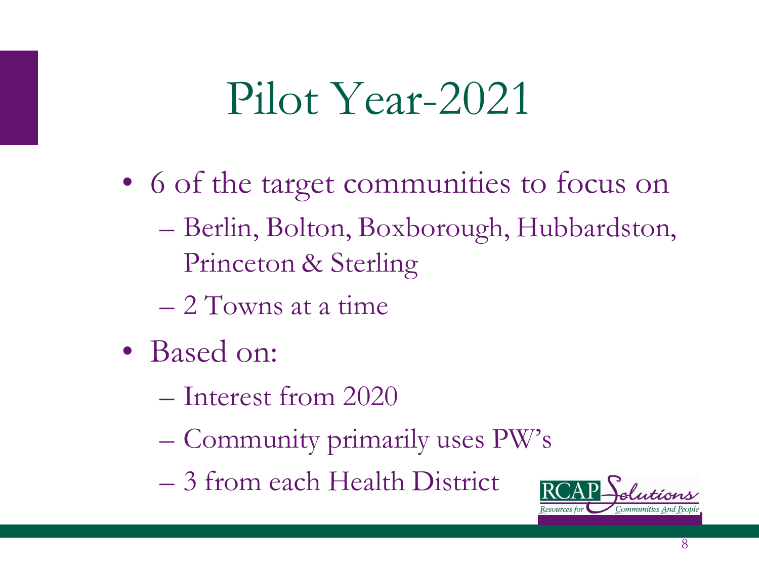# Pilot Year-2021

- 6 of the target communities to focus on
  - Berlin, Bolton, Boxborough, Hubbardston, Princeton & Sterling
  - 2 Towns at a time
- Based on:
  - Interest from 2020
  - Community primarily uses PW's
  - 3 from each Health District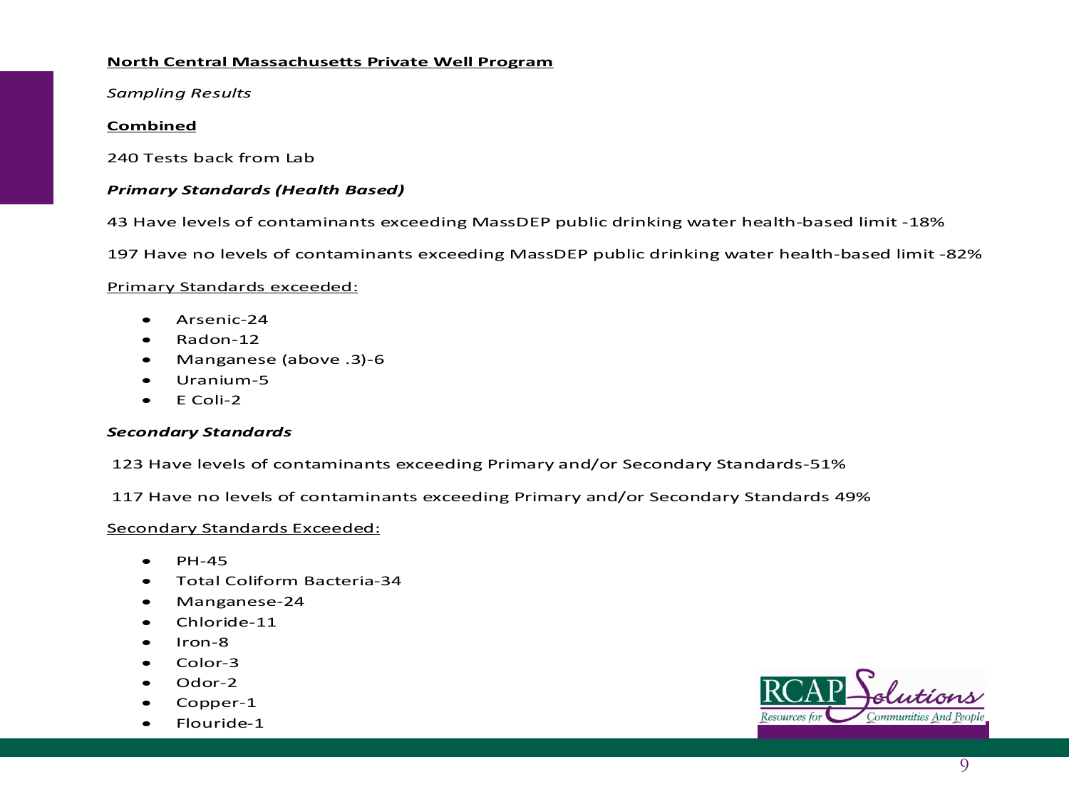**North Central Massachusetts Private Well Program**

*Sampling Results*

**Combined**

240 Tests back from Lab

***Primary Standards (Health Based)***

43 Have levels of contaminants exceeding MassDEP public drinking water health-based limit -18%

197 Have no levels of contaminants exceeding MassDEP public drinking water health-based limit -82%

Primary Standards exceeded:

- Arsenic-24
- Radon-12
- Manganese (above .3)-6
- Uranium-5
- E Coli-2

***Secondary Standards***

123 Have levels of contaminants exceeding Primary and/or Secondary Standards-51%

117 Have no levels of contaminants exceeding Primary and/or Secondary Standards 49%

Secondary Standards Exceeded:

- PH-45
- Total Coliform Bacteria-34
- Manganese-24
- Chloride-11
- Iron-8
- Color-3
- Odor-2
- Copper-1
- Flouride-1

RCAP Solutions — Resources for Communities And People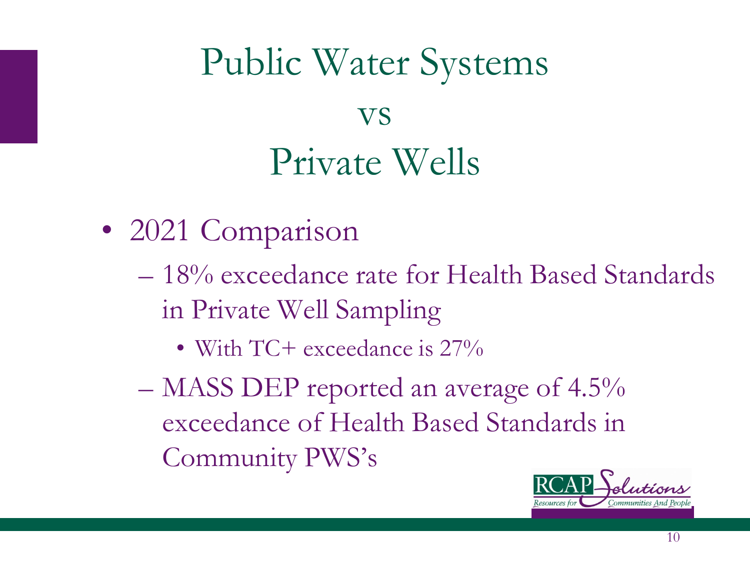# Public Water Systems
# vs
# Private Wells

- 2021 Comparison
  - 18% exceedance rate for Health Based Standards in Private Well Sampling
    - With TC+ exceedance is 27%
  - MASS DEP reported an average of 4.5% exceedance of Health Based Standards in Community PWS's

RCAP Solutions
Resources for Communities And People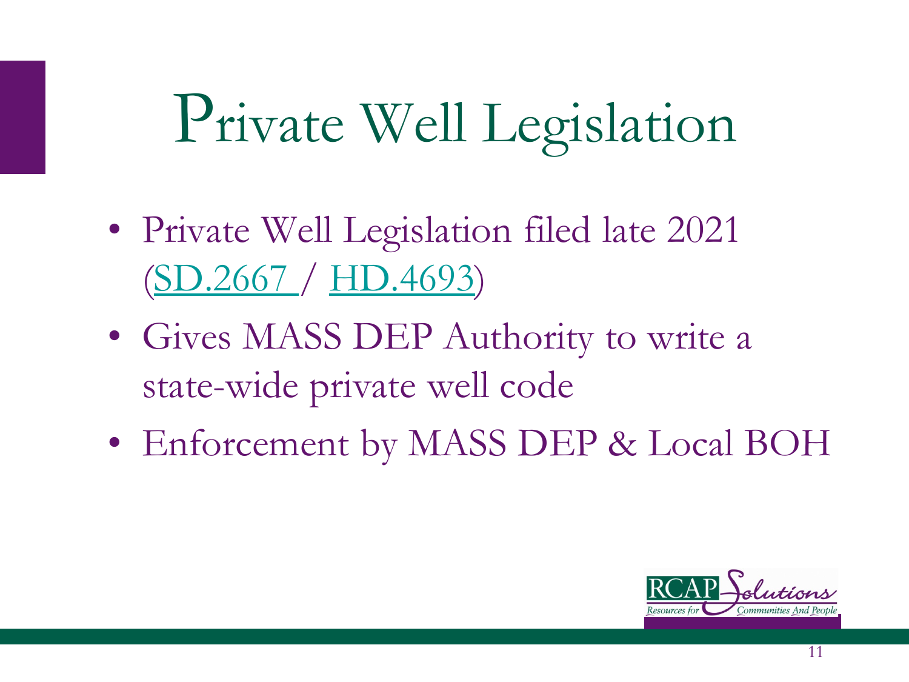# Private Well Legislation

- Private Well Legislation filed late 2021 (SD.2667 / HD.4693)
- Gives MASS DEP Authority to write a state-wide private well code
- Enforcement by MASS DEP & Local BOH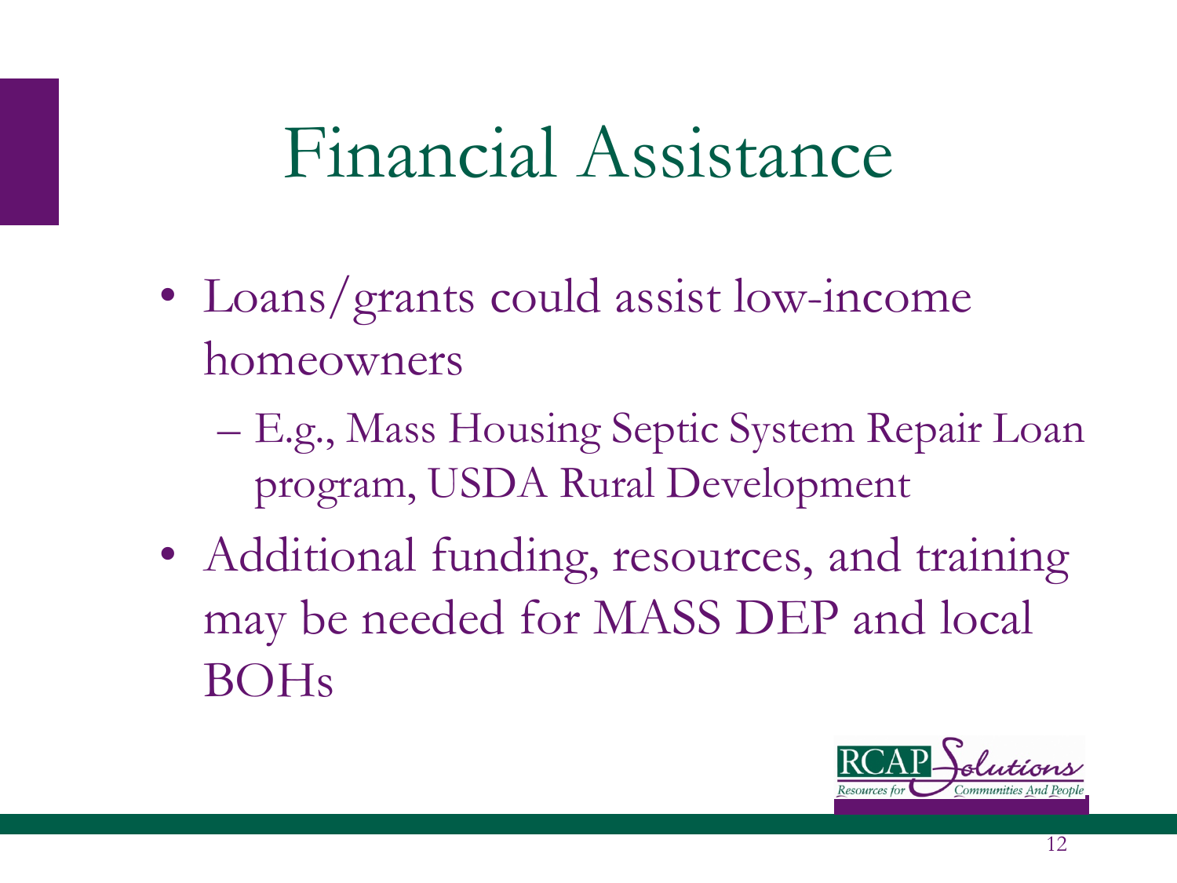# Financial Assistance

- Loans/grants could assist low-income homeowners
  - E.g., Mass Housing Septic System Repair Loan program, USDA Rural Development
- Additional funding, resources, and training may be needed for MASS DEP and local BOHs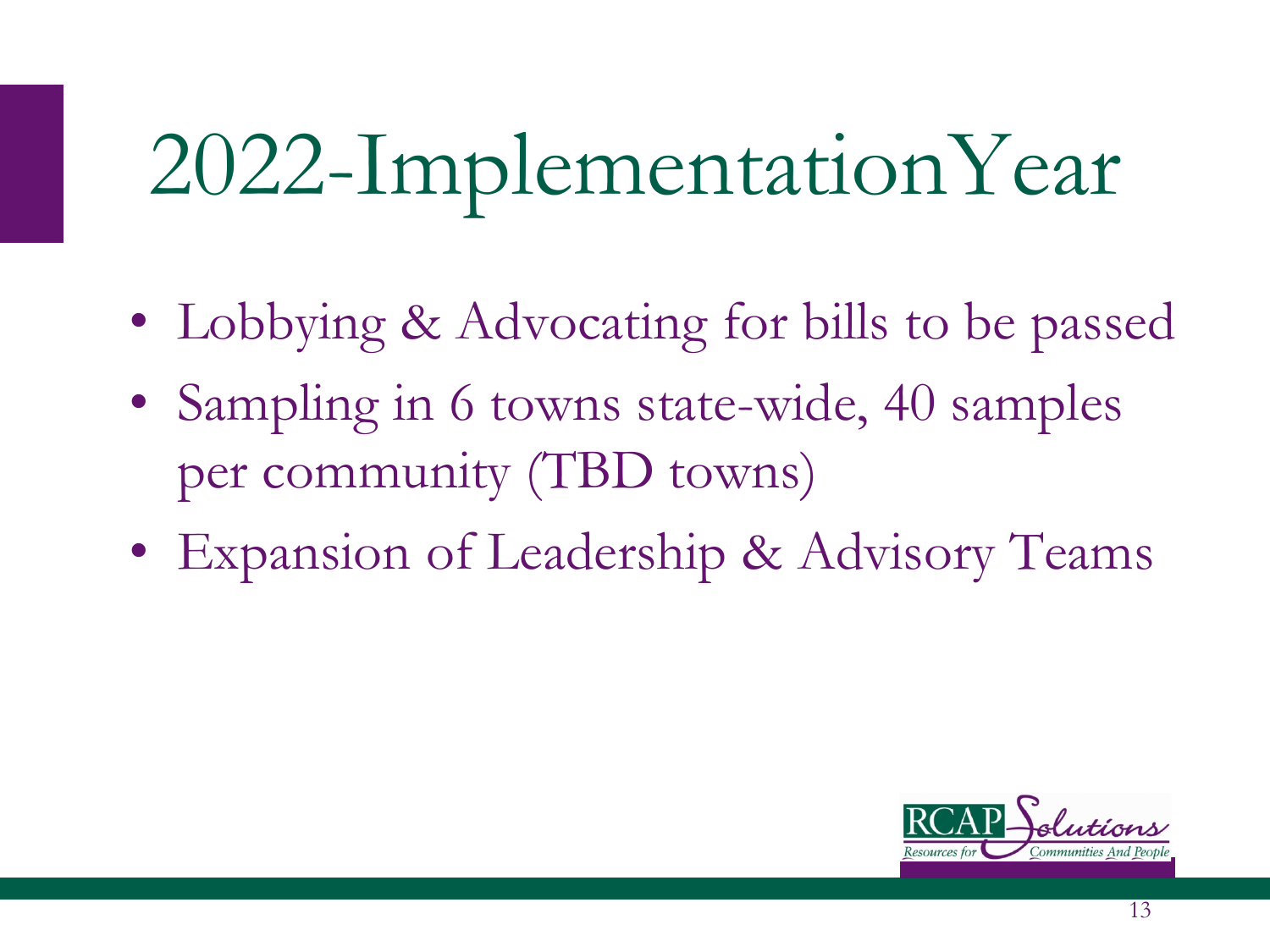# 2022-ImplementationYear

- Lobbying & Advocating for bills to be passed
- Sampling in 6 towns state-wide, 40 samples per community (TBD towns)
- Expansion of Leadership & Advisory Teams

RCAP Solutions
Resources for Communities And People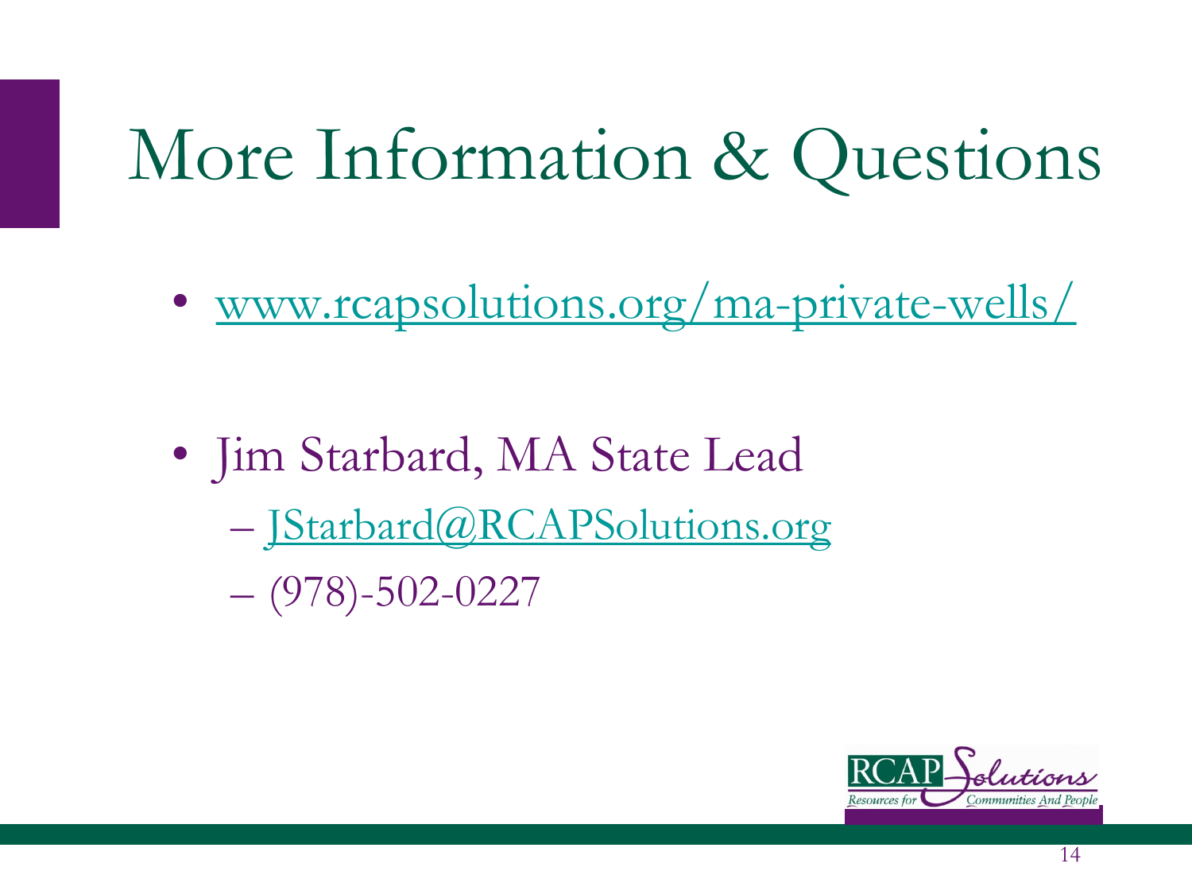# More Information & Questions

- www.rcapsolutions.org/ma-private-wells/

- Jim Starbard, MA State Lead
  - JStarbard@RCAPSolutions.org
  - (978)-502-0227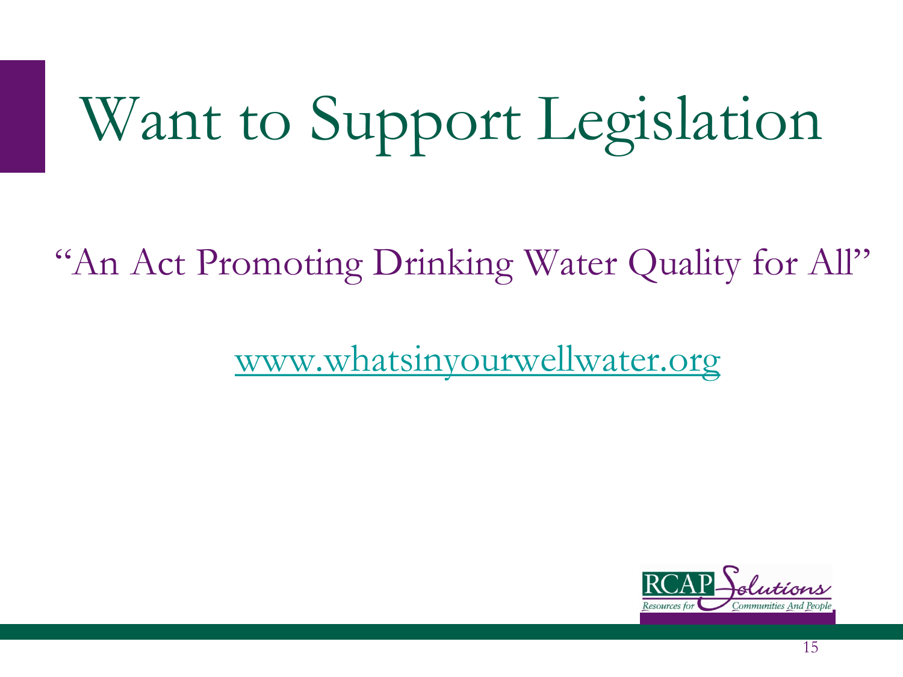# Want to Support Legislation

"An Act Promoting Drinking Water Quality for All"

[www.whatsinyourwellwater.org](http://www.whatsinyourwellwater.org)

RCAP Solutions
Resources for Communities And People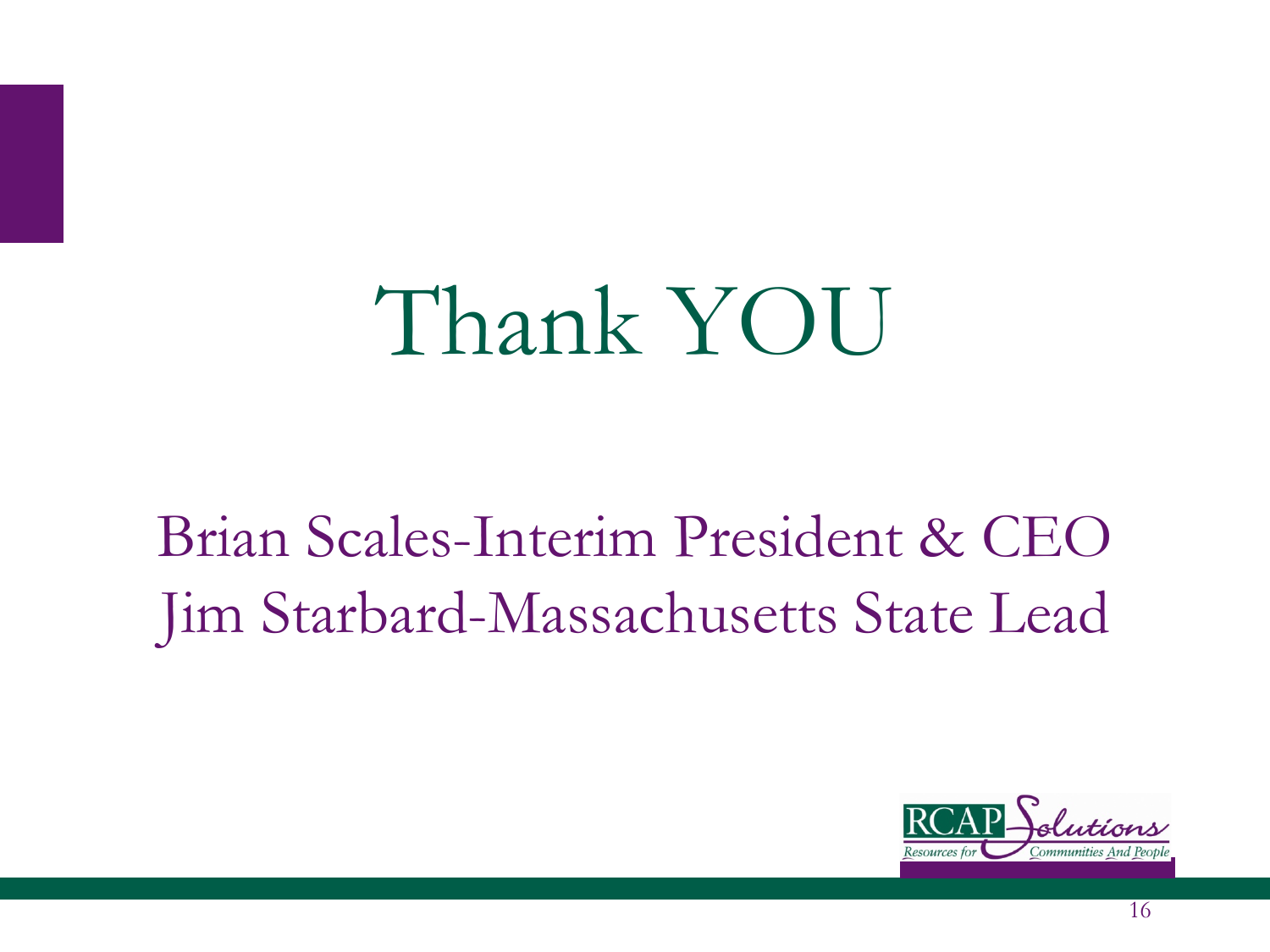# Thank YOU

Brian Scales-Interim President & CEO
Jim Starbard-Massachusetts State Lead

RCAP Solutions
Resources for Communities And People